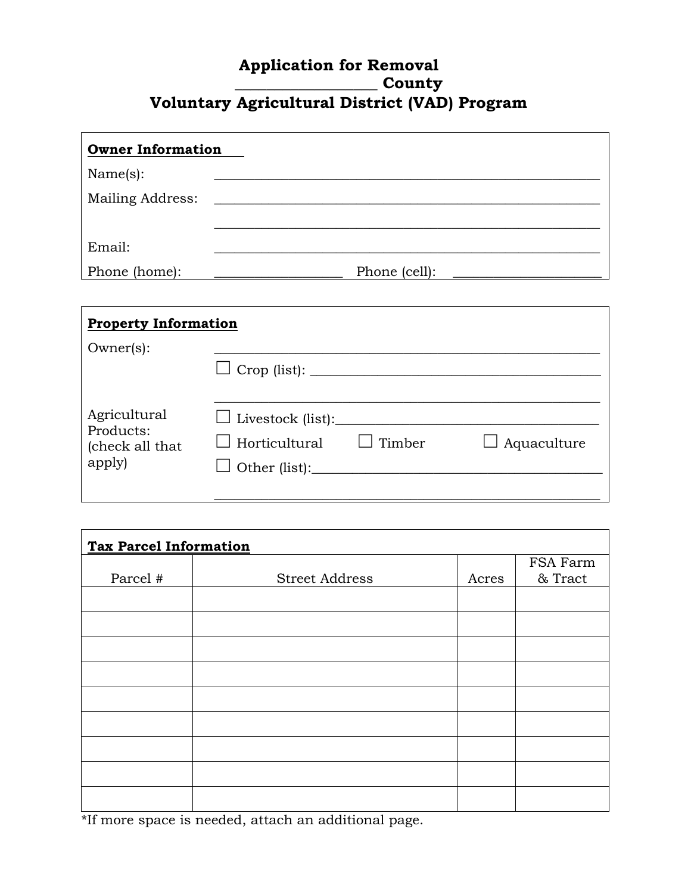# Application for Removal
# ________________ County
# Voluntary Agricultural District (VAD) Program

**Owner Information**

Name(s): ______________________________________________________

Mailing Address: ______________________________________________________

______________________________________________________

Email: ______________________________________________________

Phone (home): ___________________ Phone (cell): ______________________

**Property Information**

Owner(s): ______________________________________________________

Agricultural Products: (check all that apply)

☐ Crop (list): ______________________________________________

______________________________________________________

☐ Livestock (list):__________________________________________

☐ Horticultural ☐ Timber ☐ Aquaculture

☐ Other (list):______________________________________________

______________________________________________________

**Tax Parcel Information**

| Parcel # | Street Address | Acres | FSA Farm & Tract |
|---|---|---|---|
| | | | |
| | | | |
| | | | |
| | | | |
| | | | |
| | | | |
| | | | |
| | | | |
| | | | |

*If more space is needed, attach an additional page.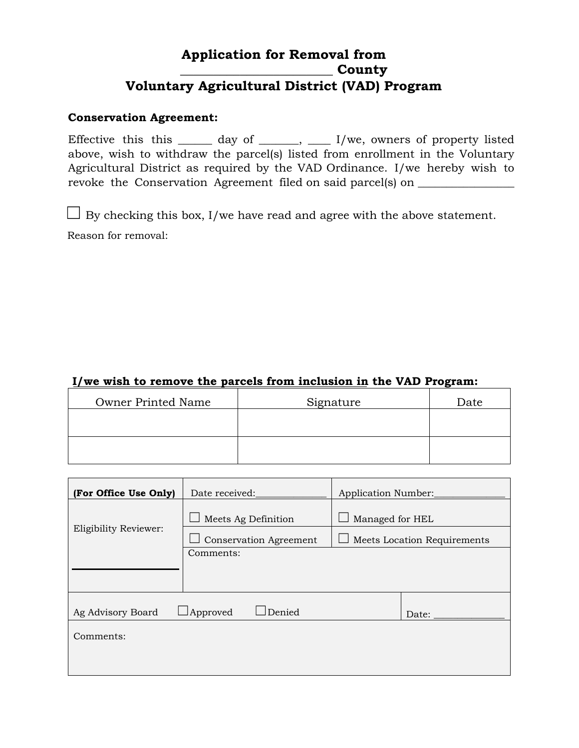# Application for Removal from _______________________ County Voluntary Agricultural District (VAD) Program

**Conservation Agreement:**

Effective this this ______ day of _______, ____ I/we, owners of property listed above, wish to withdraw the parcel(s) listed from enrollment in the Voluntary Agricultural District as required by the VAD Ordinance. I/we hereby wish to revoke the Conservation Agreement filed on said parcel(s) on ________________

☐ By checking this box, I/we have read and agree with the above statement.

Reason for removal:

**I/we wish to remove the parcels from inclusion in the VAD Program:**

| Owner Printed Name | Signature | Date |
|---|---|---|
| | | |
| | | |

| **(For Office Use Only)** | Date received:______________ | Application Number:______________ |
|---|---|---|
| Eligibility Reviewer: ________________ | ☐ Meets Ag Definition | ☐ Managed for HEL |
| | ☐ Conservation Agreement | ☐ Meets Location Requirements |
| | Comments: | |
| Ag Advisory Board ☐Approved ☐Denied | | Date: ______________ |
| Comments: | | |